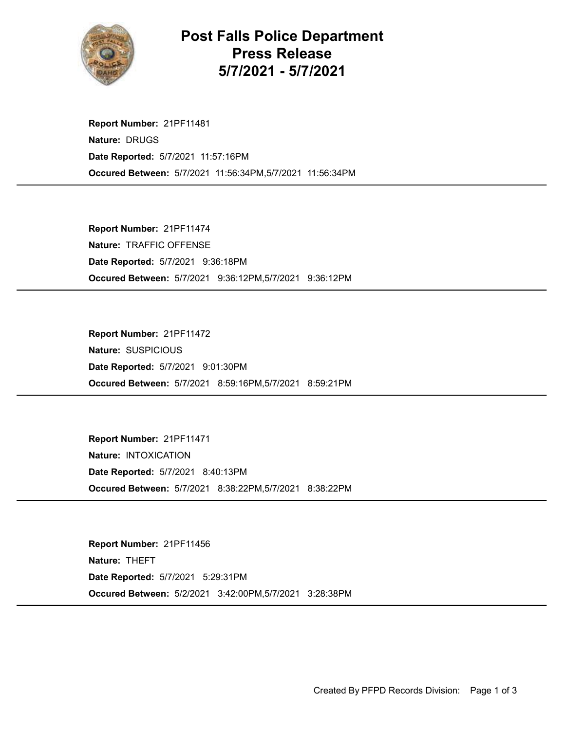# Post Falls Police Department
# Press Release
# 5/7/2021 - 5/7/2021

**Report Number:** 21PF11481
**Nature:** DRUGS
**Date Reported:** 5/7/2021 11:57:16PM
**Occured Between:** 5/7/2021 11:56:34PM,5/7/2021 11:56:34PM

---

**Report Number:** 21PF11474
**Nature:** TRAFFIC OFFENSE
**Date Reported:** 5/7/2021 9:36:18PM
**Occured Between:** 5/7/2021 9:36:12PM,5/7/2021 9:36:12PM

---

**Report Number:** 21PF11472
**Nature:** SUSPICIOUS
**Date Reported:** 5/7/2021 9:01:30PM
**Occured Between:** 5/7/2021 8:59:16PM,5/7/2021 8:59:21PM

---

**Report Number:** 21PF11471
**Nature:** INTOXICATION
**Date Reported:** 5/7/2021 8:40:13PM
**Occured Between:** 5/7/2021 8:38:22PM,5/7/2021 8:38:22PM

---

**Report Number:** 21PF11456
**Nature:** THEFT
**Date Reported:** 5/7/2021 5:29:31PM
**Occured Between:** 5/2/2021 3:42:00PM,5/7/2021 3:28:38PM

---

Created By PFPD Records Division: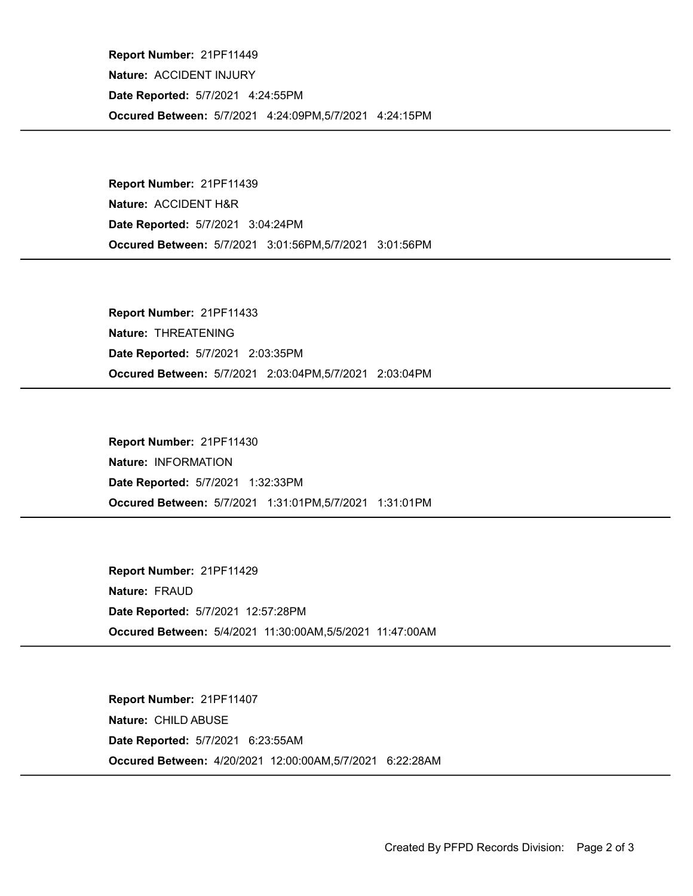**Report Number:** 21PF11449
**Nature:** ACCIDENT INJURY
**Date Reported:** 5/7/2021 4:24:55PM
**Occured Between:** 5/7/2021 4:24:09PM,5/7/2021 4:24:15PM

---

**Report Number:** 21PF11439
**Nature:** ACCIDENT H&R
**Date Reported:** 5/7/2021 3:04:24PM
**Occured Between:** 5/7/2021 3:01:56PM,5/7/2021 3:01:56PM

---

**Report Number:** 21PF11433
**Nature:** THREATENING
**Date Reported:** 5/7/2021 2:03:35PM
**Occured Between:** 5/7/2021 2:03:04PM,5/7/2021 2:03:04PM

---

**Report Number:** 21PF11430
**Nature:** INFORMATION
**Date Reported:** 5/7/2021 1:32:33PM
**Occured Between:** 5/7/2021 1:31:01PM,5/7/2021 1:31:01PM

---

**Report Number:** 21PF11429
**Nature:** FRAUD
**Date Reported:** 5/7/2021 12:57:28PM
**Occured Between:** 5/4/2021 11:30:00AM,5/5/2021 11:47:00AM

---

**Report Number:** 21PF11407
**Nature:** CHILD ABUSE
**Date Reported:** 5/7/2021 6:23:55AM
**Occured Between:** 4/20/2021 12:00:00AM,5/7/2021 6:22:28AM

---

Created By PFPD Records Division: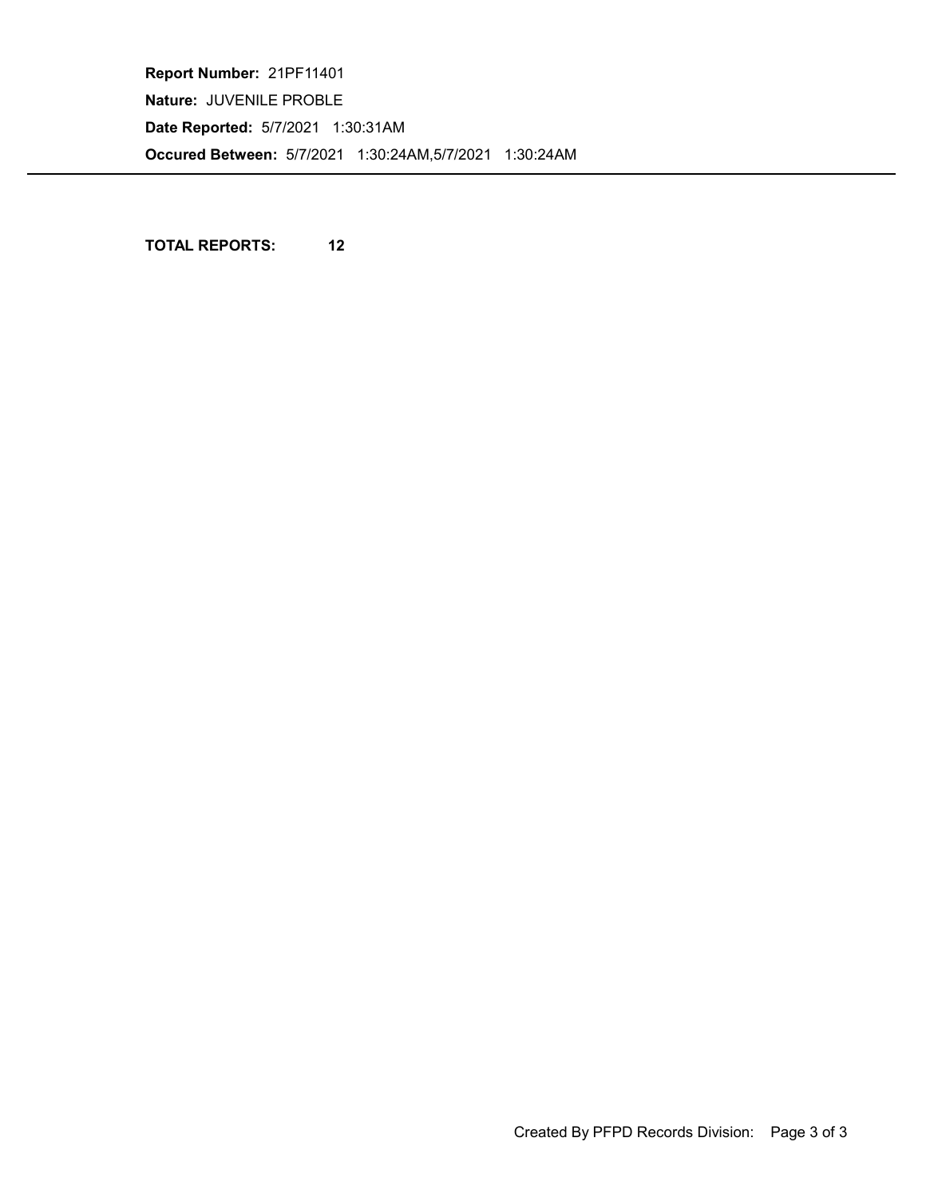**Report Number:** 21PF11401

**Nature:** JUVENILE PROBLE

**Date Reported:** 5/7/2021 1:30:31AM

**Occured Between:** 5/7/2021 1:30:24AM,5/7/2021 1:30:24AM

---

**TOTAL REPORTS: 12**